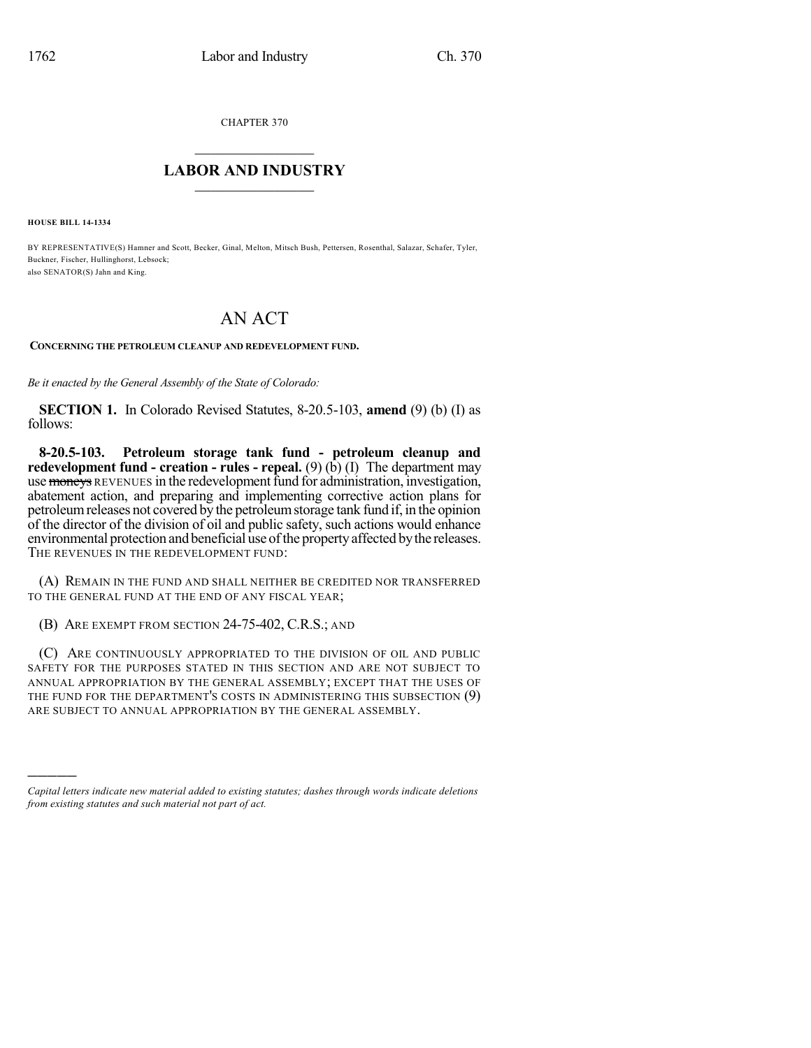CHAPTER 370

## LABOR AND INDUSTRY

**HOUSE BILL 14-1334**

BY REPRESENTATIVE(S) Hamner and Scott, Becker, Ginal, Melton, Mitsch Bush, Pettersen, Rosenthal, Salazar, Schafer, Tyler, Buckner, Fischer, Hullinghorst, Lebsock;
also SENATOR(S) Jahn and King.

# AN ACT

**CONCERNING THE PETROLEUM CLEANUP AND REDEVELOPMENT FUND.**

*Be it enacted by the General Assembly of the State of Colorado:*

**SECTION 1.** In Colorado Revised Statutes, 8-20.5-103, **amend** (9) (b) (I) as follows:

**8-20.5-103. Petroleum storage tank fund - petroleum cleanup and redevelopment fund - creation - rules - repeal.** (9) (b) (I) The department may use ~~moneys~~ REVENUES in the redevelopment fund for administration, investigation, abatement action, and preparing and implementing corrective action plans for petroleum releases not covered by the petroleum storage tank fund if, in the opinion of the director of the division of oil and public safety, such actions would enhance environmental protection and beneficial use of the property affected by the releases. THE REVENUES IN THE REDEVELOPMENT FUND:

(A) REMAIN IN THE FUND AND SHALL NEITHER BE CREDITED NOR TRANSFERRED TO THE GENERAL FUND AT THE END OF ANY FISCAL YEAR;

(B) ARE EXEMPT FROM SECTION 24-75-402, C.R.S.; AND

(C) ARE CONTINUOUSLY APPROPRIATED TO THE DIVISION OF OIL AND PUBLIC SAFETY FOR THE PURPOSES STATED IN THIS SECTION AND ARE NOT SUBJECT TO ANNUAL APPROPRIATION BY THE GENERAL ASSEMBLY; EXCEPT THAT THE USES OF THE FUND FOR THE DEPARTMENT'S COSTS IN ADMINISTERING THIS SUBSECTION (9) ARE SUBJECT TO ANNUAL APPROPRIATION BY THE GENERAL ASSEMBLY.

*Capital letters indicate new material added to existing statutes; dashes through words indicate deletions from existing statutes and such material not part of act.*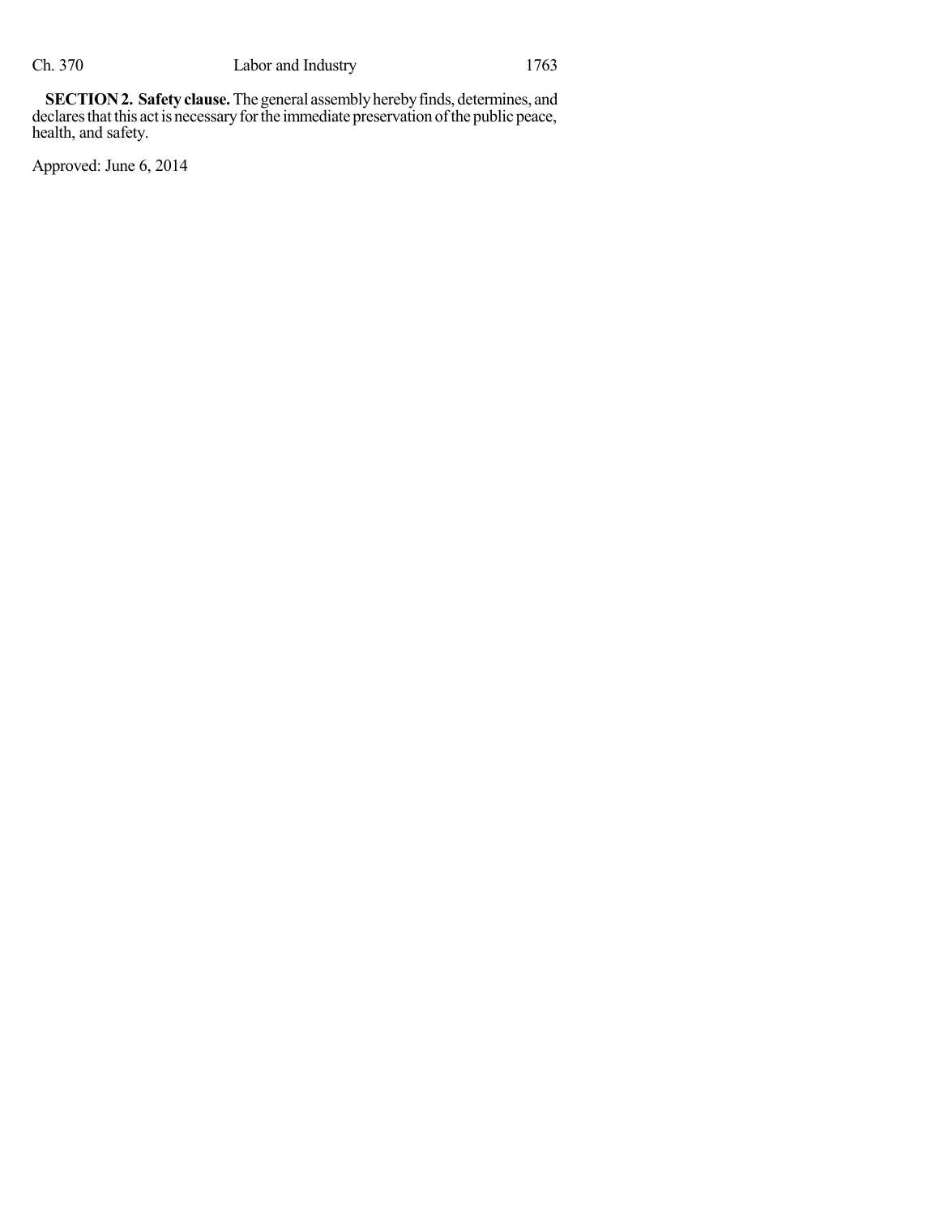**SECTION 2. Safety clause.** The general assembly hereby finds, determines, and declares that this act is necessary for the immediate preservation of the public peace, health, and safety.

Approved: June 6, 2014